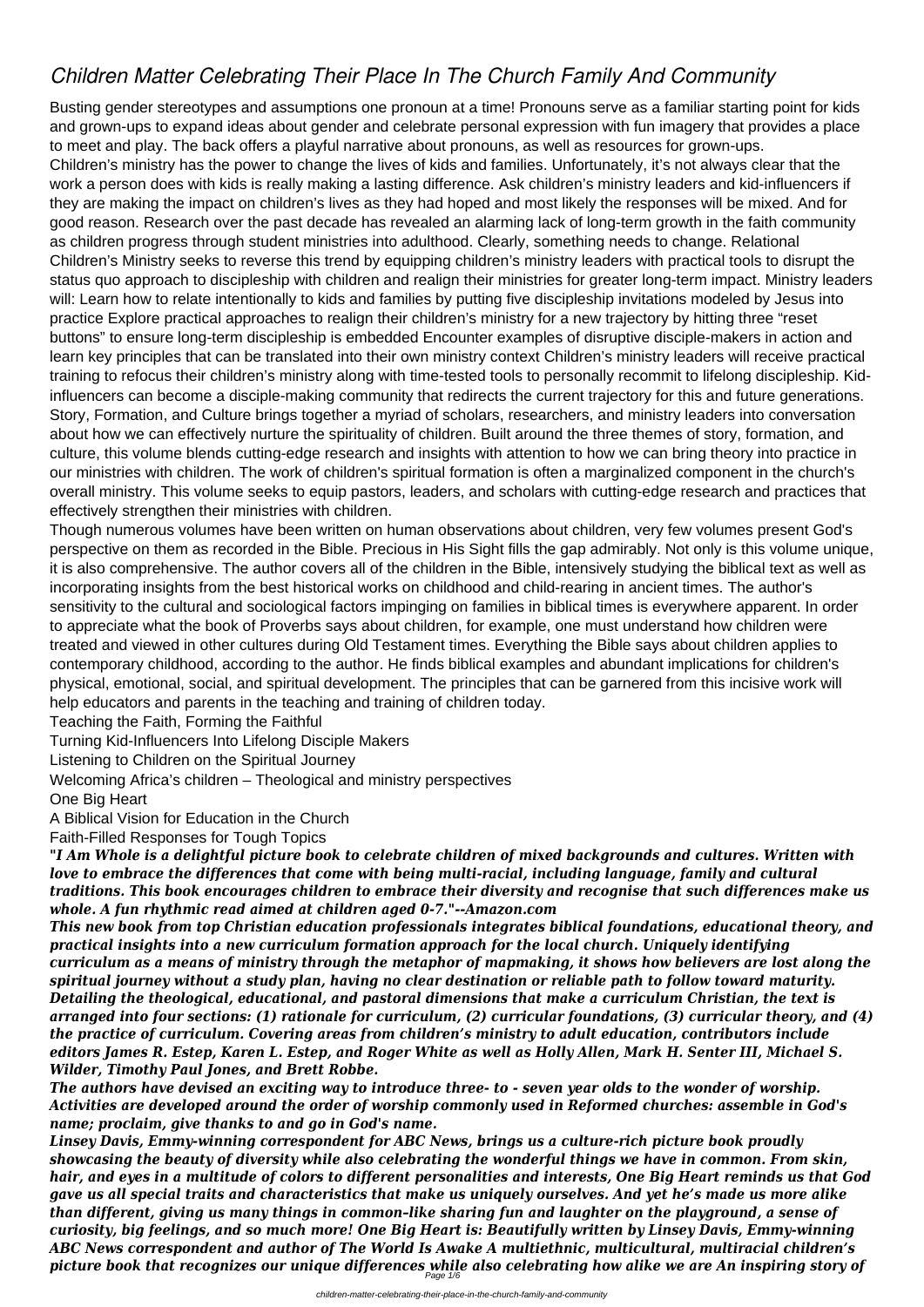# Children Matter Celebrating Their Place In The Church Family And Community

Busting gender stereotypes and assumptions one pronoun at a time! Pronouns serve as a familiar starting point for kids and grown-ups to expand ideas about gender and celebrate personal expression with fun imagery that provides a place to meet and play. The back offers a playful narrative about pronouns, as well as resources for grown-ups.

Children's ministry has the power to change the lives of kids and families. Unfortunately, it's not always clear that the work a person does with kids is really making a lasting difference. Ask children's ministry leaders and kid-influencers if they are making the impact on children's lives as they had hoped and most likely the responses will be mixed. And for good reason. Research over the past decade has revealed an alarming lack of long-term growth in the faith community as children progress through student ministries into adulthood. Clearly, something needs to change. Relational Children's Ministry seeks to reverse this trend by equipping children's ministry leaders with practical tools to disrupt the status quo approach to discipleship with children and realign their ministries for greater long-term impact. Ministry leaders will: Learn how to relate intentionally to kids and families by putting five discipleship invitations modeled by Jesus into practice Explore practical approaches to realign their children's ministry for a new trajectory by hitting three "reset buttons" to ensure long-term discipleship is embedded Encounter examples of disruptive disciple-makers in action and learn key principles that can be translated into their own ministry context Children's ministry leaders will receive practical training to refocus their children's ministry along with time-tested tools to personally recommit to lifelong discipleship. Kid-influencers can become a disciple-making community that redirects the current trajectory for this and future generations.

Story, Formation, and Culture brings together a myriad of scholars, researchers, and ministry leaders into conversation about how we can effectively nurture the spirituality of children. Built around the three themes of story, formation, and culture, this volume blends cutting-edge research and insights with attention to how we can bring theory into practice in our ministries with children. The work of children's spiritual formation is often a marginalized component in the church's overall ministry. This volume seeks to equip pastors, leaders, and scholars with cutting-edge research and practices that effectively strengthen their ministries with children.

Though numerous volumes have been written on human observations about children, very few volumes present God's perspective on them as recorded in the Bible. Precious in His Sight fills the gap admirably. Not only is this volume unique, it is also comprehensive. The author covers all of the children in the Bible, intensively studying the biblical text as well as incorporating insights from the best historical works on childhood and child-rearing in ancient times. The author's sensitivity to the cultural and sociological factors impinging on families in biblical times is everywhere apparent. In order to appreciate what the book of Proverbs says about children, for example, one must understand how children were treated and viewed in other cultures during Old Testament times. Everything the Bible says about children applies to contemporary childhood, according to the author. He finds biblical examples and abundant implications for children's physical, emotional, social, and spiritual development. The principles that can be garnered from this incisive work will help educators and parents in the teaching and training of children today.

Teaching the Faith, Forming the Faithful

Turning Kid-Influencers Into Lifelong Disciple Makers

Listening to Children on the Spiritual Journey

Welcoming Africa's children – Theological and ministry perspectives

One Big Heart

A Biblical Vision for Education in the Church

Faith-Filled Responses for Tough Topics

***"I Am Whole is a delightful picture book to celebrate children of mixed backgrounds and cultures. Written with love to embrace the differences that come with being multi-racial, including language, family and cultural traditions. This book encourages children to embrace their diversity and recognise that such differences make us whole. A fun rhythmic read aimed at children aged 0-7."--Amazon.com***

***This new book from top Christian education professionals integrates biblical foundations, educational theory, and practical insights into a new curriculum formation approach for the local church. Uniquely identifying curriculum as a means of ministry through the metaphor of mapmaking, it shows how believers are lost along the spiritual journey without a study plan, having no clear destination or reliable path to follow toward maturity. Detailing the theological, educational, and pastoral dimensions that make a curriculum Christian, the text is arranged into four sections: (1) rationale for curriculum, (2) curricular foundations, (3) curricular theory, and (4) the practice of curriculum. Covering areas from children's ministry to adult education, contributors include editors James R. Estep, Karen L. Estep, and Roger White as well as Holly Allen, Mark H. Senter III, Michael S. Wilder, Timothy Paul Jones, and Brett Robbe.***

***The authors have devised an exciting way to introduce three- to - seven year olds to the wonder of worship. Activities are developed around the order of worship commonly used in Reformed churches: assemble in God's name; proclaim, give thanks to and go in God's name.***

***Linsey Davis, Emmy-winning correspondent for ABC News, brings us a culture-rich picture book proudly showcasing the beauty of diversity while also celebrating the wonderful things we have in common. From skin, hair, and eyes in a multitude of colors to different personalities and interests, One Big Heart reminds us that God gave us all special traits and characteristics that make us uniquely ourselves. And yet he's made us more alike than different, giving us many things in common–like sharing fun and laughter on the playground, a sense of curiosity, big feelings, and so much more! One Big Heart is: Beautifully written by Linsey Davis, Emmy-winning ABC News correspondent and author of The World Is Awake A multiethnic, multicultural, multiracial children's picture book that recognizes our unique differences while also celebrating how alike we are An inspiring story of***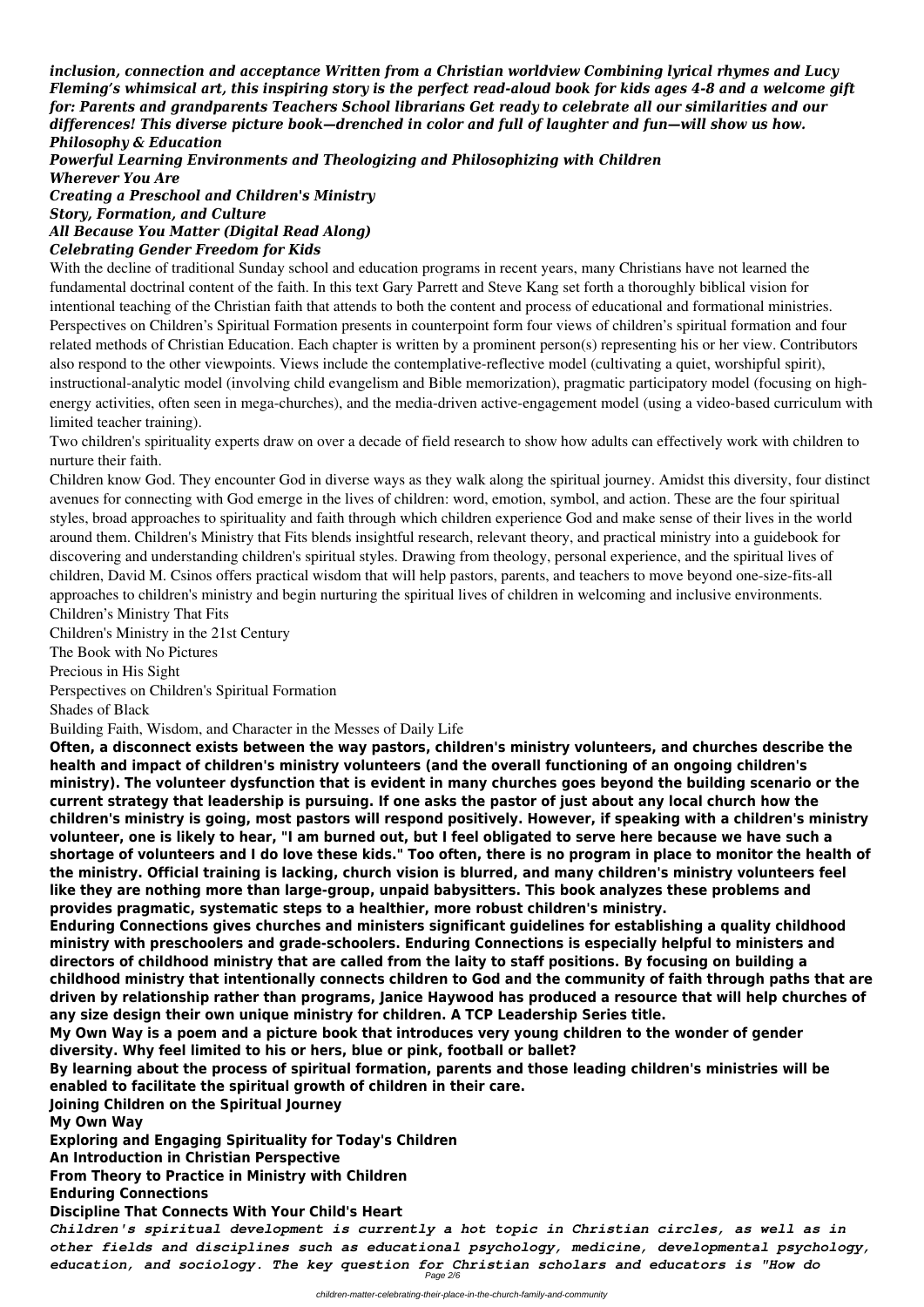*inclusion, connection and acceptance Written from a Christian worldview Combining lyrical rhymes and Lucy Fleming's whimsical art, this inspiring story is the perfect read-aloud book for kids ages 4-8 and a welcome gift for: Parents and grandparents Teachers School librarians Get ready to celebrate all our similarities and our differences! This diverse picture book—drenched in color and full of laughter and fun—will show us how.*

***Philosophy & Education***

***Powerful Learning Environments and Theologizing and Philosophizing with Children***

***Wherever You Are***

***Creating a Preschool and Children's Ministry***

***Story, Formation, and Culture***

***All Because You Matter (Digital Read Along)***

***Celebrating Gender Freedom for Kids***

With the decline of traditional Sunday school and education programs in recent years, many Christians have not learned the fundamental doctrinal content of the faith. In this text Gary Parrett and Steve Kang set forth a thoroughly biblical vision for intentional teaching of the Christian faith that attends to both the content and process of educational and formational ministries. Perspectives on Children's Spiritual Formation presents in counterpoint form four views of children's spiritual formation and four related methods of Christian Education. Each chapter is written by a prominent person(s) representing his or her view. Contributors also respond to the other viewpoints. Views include the contemplative-reflective model (cultivating a quiet, worshipful spirit), instructional-analytic model (involving child evangelism and Bible memorization), pragmatic participatory model (focusing on high-energy activities, often seen in mega-churches), and the media-driven active-engagement model (using a video-based curriculum with limited teacher training).

Two children's spirituality experts draw on over a decade of field research to show how adults can effectively work with children to nurture their faith.

Children know God. They encounter God in diverse ways as they walk along the spiritual journey. Amidst this diversity, four distinct avenues for connecting with God emerge in the lives of children: word, emotion, symbol, and action. These are the four spiritual styles, broad approaches to spirituality and faith through which children experience God and make sense of their lives in the world around them. Children's Ministry that Fits blends insightful research, relevant theory, and practical ministry into a guidebook for discovering and understanding children's spiritual styles. Drawing from theology, personal experience, and the spiritual lives of children, David M. Csinos offers practical wisdom that will help pastors, parents, and teachers to move beyond one-size-fits-all approaches to children's ministry and begin nurturing the spiritual lives of children in welcoming and inclusive environments.

Children's Ministry That Fits

Children's Ministry in the 21st Century

The Book with No Pictures

Precious in His Sight

Perspectives on Children's Spiritual Formation

Shades of Black

Building Faith, Wisdom, and Character in the Messes of Daily Life

**Often, a disconnect exists between the way pastors, children's ministry volunteers, and churches describe the health and impact of children's ministry volunteers (and the overall functioning of an ongoing children's ministry). The volunteer dysfunction that is evident in many churches goes beyond the building scenario or the current strategy that leadership is pursuing. If one asks the pastor of just about any local church how the children's ministry is going, most pastors will respond positively. However, if speaking with a children's ministry volunteer, one is likely to hear, "I am burned out, but I feel obligated to serve here because we have such a shortage of volunteers and I do love these kids." Too often, there is no program in place to monitor the health of the ministry. Official training is lacking, church vision is blurred, and many children's ministry volunteers feel like they are nothing more than large-group, unpaid babysitters. This book analyzes these problems and provides pragmatic, systematic steps to a healthier, more robust children's ministry.**

**Enduring Connections gives churches and ministers significant guidelines for establishing a quality childhood ministry with preschoolers and grade-schoolers. Enduring Connections is especially helpful to ministers and directors of childhood ministry that are called from the laity to staff positions. By focusing on building a childhood ministry that intentionally connects children to God and the community of faith through paths that are driven by relationship rather than programs, Janice Haywood has produced a resource that will help churches of any size design their own unique ministry for children. A TCP Leadership Series title.**

**My Own Way is a poem and a picture book that introduces very young children to the wonder of gender diversity. Why feel limited to his or hers, blue or pink, football or ballet?**

**By learning about the process of spiritual formation, parents and those leading children's ministries will be enabled to facilitate the spiritual growth of children in their care.**

**Joining Children on the Spiritual Journey**

**My Own Way**

**Exploring and Engaging Spirituality for Today's Children**

**An Introduction in Christian Perspective**

**From Theory to Practice in Ministry with Children**

**Enduring Connections**

**Discipline That Connects With Your Child's Heart**

***Children's spiritual development is currently a hot topic in Christian circles, as well as in other fields and disciplines such as educational psychology, medicine, developmental psychology, education, and sociology. The key question for Christian scholars and educators is "How do***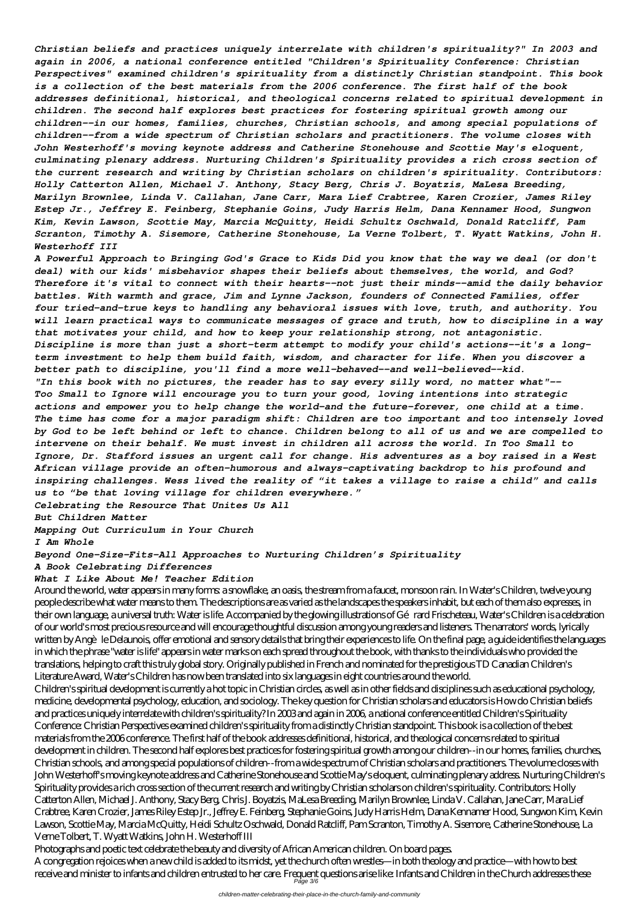*Christian beliefs and practices uniquely interrelate with children's spirituality?" In 2003 and again in 2006, a national conference entitled "Children's Spirituality Conference: Christian Perspectives" examined children's spirituality from a distinctly Christian standpoint. This book is a collection of the best materials from the 2006 conference. The first half of the book addresses definitional, historical, and theological concerns related to spiritual development in children. The second half explores best practices for fostering spiritual growth among our children--in our homes, families, churches, Christian schools, and among special populations of children--from a wide spectrum of Christian scholars and practitioners. The volume closes with John Westerhoff's moving keynote address and Catherine Stonehouse and Scottie May's eloquent, culminating plenary address. Nurturing Children's Spirituality provides a rich cross section of the current research and writing by Christian scholars on children's spirituality. Contributors: Holly Catterton Allen, Michael J. Anthony, Stacy Berg, Chris J. Boyatzis, MaLesa Breeding, Marilyn Brownlee, Linda V. Callahan, Jane Carr, Mara Lief Crabtree, Karen Crozier, James Riley Estep Jr., Jeffrey E. Feinberg, Stephanie Goins, Judy Harris Helm, Dana Kennamer Hood, Sungwon Kim, Kevin Lawson, Scottie May, Marcia McQuitty, Heidi Schultz Oschwald, Donald Ratcliff, Pam Scranton, Timothy A. Sisemore, Catherine Stonehouse, La Verne Tolbert, T. Wyatt Watkins, John H. Westerhoff III*

*A Powerful Approach to Bringing God's Grace to Kids Did you know that the way we deal (or don't deal) with our kids' misbehavior shapes their beliefs about themselves, the world, and God? Therefore it's vital to connect with their hearts--not just their minds--amid the daily behavior battles. With warmth and grace, Jim and Lynne Jackson, founders of Connected Families, offer four tried-and-true keys to handling any behavioral issues with love, truth, and authority. You will learn practical ways to communicate messages of grace and truth, how to discipline in a way that motivates your child, and how to keep your relationship strong, not antagonistic. Discipline is more than just a short-term attempt to modify your child's actions--it's a long-term investment to help them build faith, wisdom, and character for life. When you discover a better path to discipline, you'll find a more well-behaved--and well-believed--kid.*

*"In this book with no pictures, the reader has to say every silly word, no matter what"--*

*Too Small to Ignore will encourage you to turn your good, loving intentions into strategic actions and empower you to help change the world-and the future-forever, one child at a time. The time has come for a major paradigm shift: Children are too important and too intensely loved by God to be left behind or left to chance. Children belong to all of us and we are compelled to intervene on their behalf. We must invest in children all across the world. In Too Small to Ignore, Dr. Stafford issues an urgent call for change. His adventures as a boy raised in a West African village provide an often-humorous and always-captivating backdrop to his profound and inspiring challenges. Wess lived the reality of "it takes a village to raise a child" and calls us to "be that loving village for children everywhere."*

*Celebrating the Resource That Unites Us All*

*But Children Matter*

*Mapping Out Curriculum in Your Church*

*I Am Whole*

*Beyond One-Size-Fits-All Approaches to Nurturing Children's Spirituality*

*A Book Celebrating Differences*

*What I Like About Me! Teacher Edition*

Around the world, water appears in many forms: a snowflake, an oasis, the stream from a faucet, monsoon rain. In Water's Children, twelve young people describe what water means to them. The descriptions are as varied as the landscapes the speakers inhabit, but each of them also expresses, in their own language, a universal truth: Water is life. Accompanied by the glowing illustrations of Gérard Frischeteau, Water's Children is a celebration of our world's most precious resource and will encourage thoughtful discussion among young readers and listeners. The narrators' words, lyrically written by Angèle Delaunois, offer emotional and sensory details that bring their experiences to life. On the final page, a guide identifies the languages in which the phrase "water is life" appears in water marks on each spread throughout the book, with thanks to the individuals who provided the translations, helping to craft this truly global story. Originally published in French and nominated for the prestigious TD Canadian Children's Literature Award, Water's Children has now been translated into six languages in eight countries around the world.

Children's spiritual development is currently a hot topic in Christian circles, as well as in other fields and disciplines such as educational psychology, medicine, developmental psychology, education, and sociology. The key question for Christian scholars and educators is How do Christian beliefs and practices uniquely interrelate with children's spirituality? In 2003 and again in 2006, a national conference entitled Children's Spirituality Conference: Christian Perspectives examined children's spirituality from a distinctly Christian standpoint. This book is a collection of the best materials from the 2006 conference. The first half of the book addresses definitional, historical, and theological concerns related to spiritual development in children. The second half explores best practices for fostering spiritual growth among our children--in our homes, families, churches, Christian schools, and among special populations of children--from a wide spectrum of Christian scholars and practitioners. The volume closes with John Westerhoff's moving keynote address and Catherine Stonehouse and Scottie May's eloquent, culminating plenary address. Nurturing Children's Spirituality provides a rich cross section of the current research and writing by Christian scholars on children's spirituality. Contributors: Holly Catterton Allen, Michael J. Anthony, Stacy Berg, Chris J. Boyatzis, MaLesa Breeding, Marilyn Brownlee, Linda V. Callahan, Jane Carr, Mara Lief Crabtree, Karen Crozier, James Riley Estep Jr., Jeffrey E. Feinberg, Stephanie Goins, Judy Harris Helm, Dana Kennamer Hood, Sungwon Kim, Kevin Lawson, Scottie May, Marcia McQuitty, Heidi Schultz Oschwald, Donald Ratcliff, Pam Scranton, Timothy A. Sisemore, Catherine Stonehouse, La Verne Tolbert, T. Wyatt Watkins, John H. Westerhoff III

Photographs and poetic text celebrate the beauty and diversity of African American children. On board pages.

A congregation rejoices when a new child is added to its midst, yet the church often wrestles—in both theology and practice—with how to best receive and minister to infants and children entrusted to her care. Frequent questions arise like: Infants and Children in the Church addresses these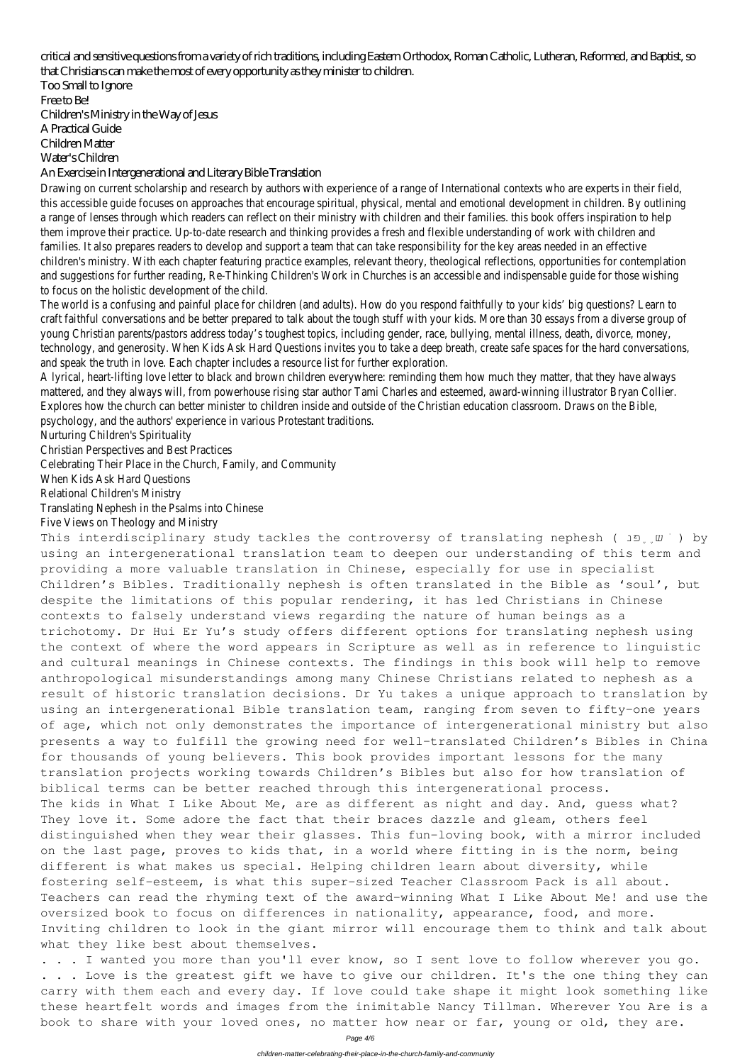critical and sensitive questions from a variety of rich traditions, including Eastern Orthodox, Roman Catholic, Lutheran, Reformed, and Baptist, so that Christians can make the most of every opportunity as they minister to children.

Too Small to Ignore
Free to Be!
Children's Ministry in the Way of Jesus
A Practical Guide
Children Matter
Water's Children
An Exercise in Intergenerational and Literary Bible Translation

Drawing on current scholarship and research by authors with experience of a range of International contexts who are experts in their field, this accessible guide focuses on approaches that encourage spiritual, physical, mental and emotional development in children. By outlining a range of lenses through which readers can reflect on their ministry with children and their families. this book offers inspiration to help them improve their practice. Up-to-date research and thinking provides a fresh and flexible understanding of work with children and families. It also prepares readers to develop and support a team that can take responsibility for the key areas needed in an effective children's ministry. With each chapter featuring practice examples, relevant theory, theological reflections, opportunities for contemplation and suggestions for further reading, Re-Thinking Children's Work in Churches is an accessible and indispensable guide for those wishing to focus on the holistic development of the child.

The world is a confusing and painful place for children (and adults). How do you respond faithfully to your kids' big questions? Learn to craft faithful conversations and be better prepared to talk about the tough stuff with your kids. More than 30 essays from a diverse group of young Christian parents/pastors address today's toughest topics, including gender, race, bullying, mental illness, death, divorce, money, technology, and generosity. When Kids Ask Hard Questions invites you to take a deep breath, create safe spaces for the hard conversations, and speak the truth in love. Each chapter includes a resource list for further exploration.

A lyrical, heart-lifting love letter to black and brown children everywhere: reminding them how much they matter, that they have always mattered, and they always will, from powerhouse rising star author Tami Charles and esteemed, award-winning illustrator Bryan Collier.

Explores how the church can better minister to children inside and outside of the Christian education classroom. Draws on the Bible, psychology, and the authors' experience in various Protestant traditions.

Nurturing Children's Spirituality
Christian Perspectives and Best Practices
Celebrating Their Place in the Church, Family, and Community
When Kids Ask Hard Questions
Relational Children's Ministry
Translating Nephesh in the Psalms into Chinese
Five Views on Theology and Ministry

This interdisciplinary study tackles the controversy of translating nephesh ( נֶפֶשׁ ) by using an intergenerational translation team to deepen our understanding of this term and providing a more valuable translation in Chinese, especially for use in specialist Children's Bibles. Traditionally nephesh is often translated in the Bible as 'soul', but despite the limitations of this popular rendering, it has led Christians in Chinese contexts to falsely understand views regarding the nature of human beings as a trichotomy. Dr Hui Er Yu's study offers different options for translating nephesh using the context of where the word appears in Scripture as well as in reference to linguistic and cultural meanings in Chinese contexts. The findings in this book will help to remove anthropological misunderstandings among many Chinese Christians related to nephesh as a result of historic translation decisions. Dr Yu takes a unique approach to translation by using an intergenerational Bible translation team, ranging from seven to fifty-one years of age, which not only demonstrates the importance of intergenerational ministry but also presents a way to fulfill the growing need for well-translated Children's Bibles in China for thousands of young believers. This book provides important lessons for the many translation projects working towards Children's Bibles but also for how translation of biblical terms can be better reached through this intergenerational process.

The kids in What I Like About Me, are as different as night and day. And, guess what? They love it. Some adore the fact that their braces dazzle and gleam, others feel distinguished when they wear their glasses. This fun-loving book, with a mirror included on the last page, proves to kids that, in a world where fitting in is the norm, being different is what makes us special. Helping children learn about diversity, while fostering self-esteem, is what this super-sized Teacher Classroom Pack is all about. Teachers can read the rhyming text of the award-winning What I Like About Me! and use the oversized book to focus on differences in nationality, appearance, food, and more. Inviting children to look in the giant mirror will encourage them to think and talk about what they like best about themselves.

. . . I wanted you more than you'll ever know, so I sent love to follow wherever you go. . . . Love is the greatest gift we have to give our children. It's the one thing they can carry with them each and every day. If love could take shape it might look something like these heartfelt words and images from the inimitable Nancy Tillman. Wherever You Are is a book to share with your loved ones, no matter how near or far, young or old, they are.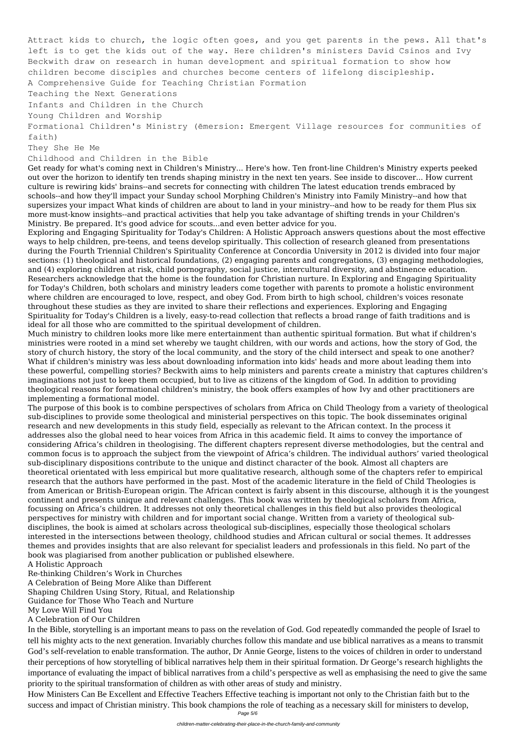Attract kids to church, the logic often goes, and you get parents in the pews. All that's left is to get the kids out of the way. Here children's ministers David Csinos and Ivy Beckwith draw on research in human development and spiritual formation to show how children become disciples and churches become centers of lifelong discipleship.

A Comprehensive Guide for Teaching Christian Formation

Teaching the Next Generations

Infants and Children in the Church

Young Children and Worship

Formational Children's Ministry (ēmersion: Emergent Village resources for communities of faith)

They She He Me

Childhood and Children in the Bible

Get ready for what's coming next in Children's Ministry... Here's how. Ten front-line Children's Ministry experts peeked out over the horizon to identify ten trends shaping ministry in the next ten years. See inside to discover... How current culture is rewiring kids' brains--and secrets for connecting with children The latest education trends embraced by schools--and how they'll impact your Sunday school Morphing Children's Ministry into Family Ministry--and how that supersizes your impact What kinds of children are about to land in your ministry--and how to be ready for them Plus six more must-know insights--and practical activities that help you take advantage of shifting trends in your Children's Ministry. Be prepared. It's good advice for scouts...and even better advice for you.

Exploring and Engaging Spirituality for Today's Children: A Holistic Approach answers questions about the most effective ways to help children, pre-teens, and teens develop spiritually. This collection of research gleaned from presentations during the Fourth Triennial Children's Spirituality Conference at Concordia University in 2012 is divided into four major sections: (1) theological and historical foundations, (2) engaging parents and congregations, (3) engaging methodologies, and (4) exploring children at risk, child pornography, social justice, intercultural diversity, and abstinence education. Researchers acknowledge that the home is the foundation for Christian nurture. In Exploring and Engaging Spirituality for Today's Children, both scholars and ministry leaders come together with parents to promote a holistic environment where children are encouraged to love, respect, and obey God. From birth to high school, children's voices resonate throughout these studies as they are invited to share their reflections and experiences. Exploring and Engaging Spirituality for Today's Children is a lively, easy-to-read collection that reflects a broad range of faith traditions and is ideal for all those who are committed to the spiritual development of children.

Much ministry to children looks more like mere entertainment than authentic spiritual formation. But what if children's ministries were rooted in a mind set whereby we taught children, with our words and actions, how the story of God, the story of church history, the story of the local community, and the story of the child intersect and speak to one another? What if children's ministry was less about downloading information into kids' heads and more about leading them into these powerful, compelling stories? Beckwith aims to help ministers and parents create a ministry that captures children's imaginations not just to keep them occupied, but to live as citizens of the kingdom of God. In addition to providing theological reasons for formational children's ministry, the book offers examples of how Ivy and other practitioners are implementing a formational model.

The purpose of this book is to combine perspectives of scholars from Africa on Child Theology from a variety of theological sub-disciplines to provide some theological and ministerial perspectives on this topic. The book disseminates original research and new developments in this study field, especially as relevant to the African context. In the process it addresses also the global need to hear voices from Africa in this academic field. It aims to convey the importance of considering Africa's children in theologising. The different chapters represent diverse methodologies, but the central and common focus is to approach the subject from the viewpoint of Africa's children. The individual authors' varied theological sub-disciplinary dispositions contribute to the unique and distinct character of the book. Almost all chapters are theoretical orientated with less empirical but more qualitative research, although some of the chapters refer to empirical research that the authors have performed in the past. Most of the academic literature in the field of Child Theologies is from American or British-European origin. The African context is fairly absent in this discourse, although it is the youngest continent and presents unique and relevant challenges. This book was written by theological scholars from Africa, focussing on Africa's children. It addresses not only theoretical challenges in this field but also provides theological perspectives for ministry with children and for important social change. Written from a variety of theological sub-disciplines, the book is aimed at scholars across theological sub-disciplines, especially those theological scholars interested in the intersections between theology, childhood studies and African cultural or social themes. It addresses themes and provides insights that are also relevant for specialist leaders and professionals in this field. No part of the book was plagiarised from another publication or published elsewhere.

A Holistic Approach

Re-thinking Children's Work in Churches

A Celebration of Being More Alike than Different

Shaping Children Using Story, Ritual, and Relationship

Guidance for Those Who Teach and Nurture

My Love Will Find You

A Celebration of Our Children

In the Bible, storytelling is an important means to pass on the revelation of God. God repeatedly commanded the people of Israel to tell his mighty acts to the next generation. Invariably churches follow this mandate and use biblical narratives as a means to transmit God's self-revelation to enable transformation. The author, Dr Annie George, listens to the voices of children in order to understand their perceptions of how storytelling of biblical narratives help them in their spiritual formation. Dr George's research highlights the importance of evaluating the impact of biblical narratives from a child's perspective as well as emphasising the need to give the same priority to the spiritual transformation of children as with other areas of study and ministry.

How Ministers Can Be Excellent and Effective Teachers Effective teaching is important not only to the Christian faith but to the success and impact of Christian ministry. This book champions the role of teaching as a necessary skill for ministers to develop,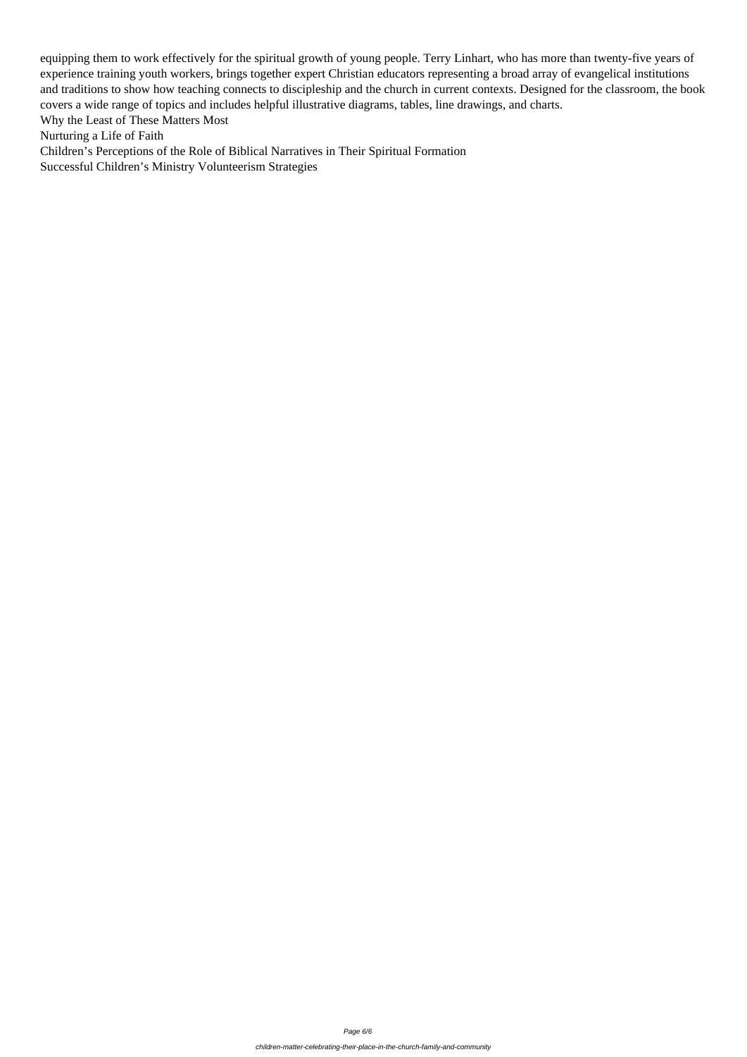equipping them to work effectively for the spiritual growth of young people. Terry Linhart, who has more than twenty-five years of experience training youth workers, brings together expert Christian educators representing a broad array of evangelical institutions and traditions to show how teaching connects to discipleship and the church in current contexts. Designed for the classroom, the book covers a wide range of topics and includes helpful illustrative diagrams, tables, line drawings, and charts.

Why the Least of These Matters Most

Nurturing a Life of Faith

Children's Perceptions of the Role of Biblical Narratives in Their Spiritual Formation

Successful Children's Ministry Volunteerism Strategies